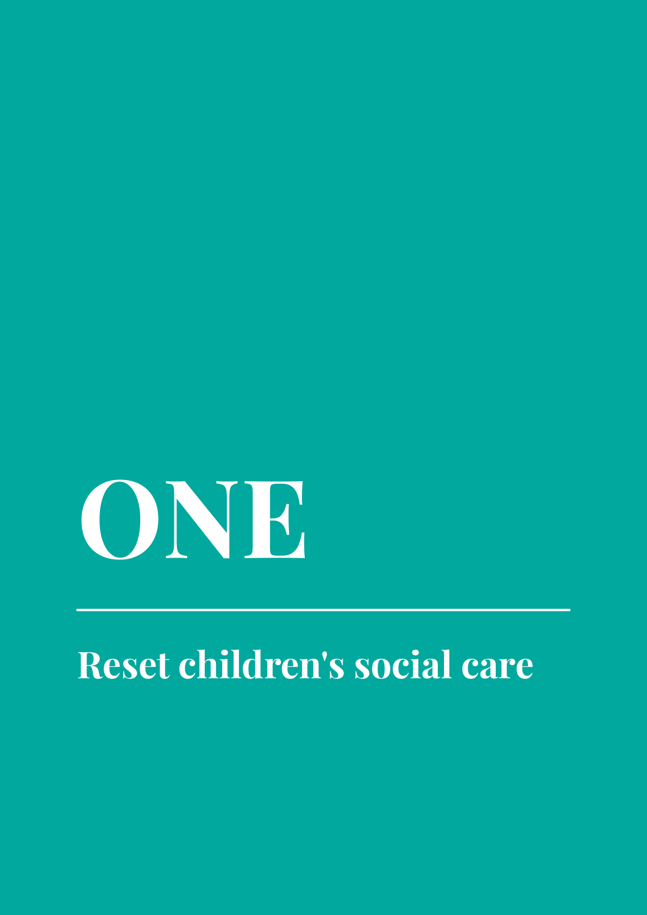# ONE

## Reset children's social care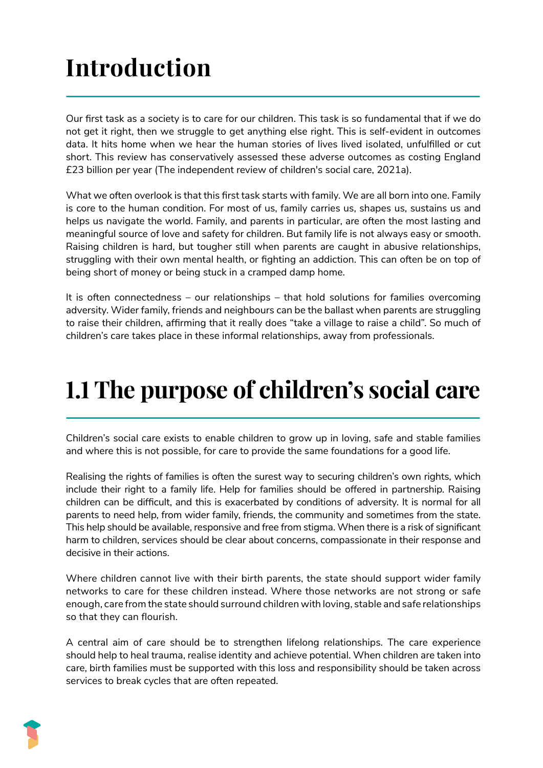# Introduction

Our first task as a society is to care for our children. This task is so fundamental that if we do not get it right, then we struggle to get anything else right. This is self-evident in outcomes data. It hits home when we hear the human stories of lives lived isolated, unfulfilled or cut short. This review has conservatively assessed these adverse outcomes as costing England £23 billion per year (The independent review of children's social care, 2021a).

What we often overlook is that this first task starts with family. We are all born into one. Family is core to the human condition. For most of us, family carries us, shapes us, sustains us and helps us navigate the world. Family, and parents in particular, are often the most lasting and meaningful source of love and safety for children. But family life is not always easy or smooth. Raising children is hard, but tougher still when parents are caught in abusive relationships, struggling with their own mental health, or fighting an addiction. This can often be on top of being short of money or being stuck in a cramped damp home.

It is often connectedness – our relationships – that hold solutions for families overcoming adversity. Wider family, friends and neighbours can be the ballast when parents are struggling to raise their children, affirming that it really does "take a village to raise a child". So much of children's care takes place in these informal relationships, away from professionals.

# 1.1 The purpose of children's social care

Children's social care exists to enable children to grow up in loving, safe and stable families and where this is not possible, for care to provide the same foundations for a good life.

Realising the rights of families is often the surest way to securing children's own rights, which include their right to a family life. Help for families should be offered in partnership. Raising children can be difficult, and this is exacerbated by conditions of adversity. It is normal for all parents to need help, from wider family, friends, the community and sometimes from the state. This help should be available, responsive and free from stigma. When there is a risk of significant harm to children, services should be clear about concerns, compassionate in their response and decisive in their actions.

Where children cannot live with their birth parents, the state should support wider family networks to care for these children instead. Where those networks are not strong or safe enough, care from the state should surround children with loving, stable and safe relationships so that they can flourish.

A central aim of care should be to strengthen lifelong relationships. The care experience should help to heal trauma, realise identity and achieve potential. When children are taken into care, birth families must be supported with this loss and responsibility should be taken across services to break cycles that are often repeated.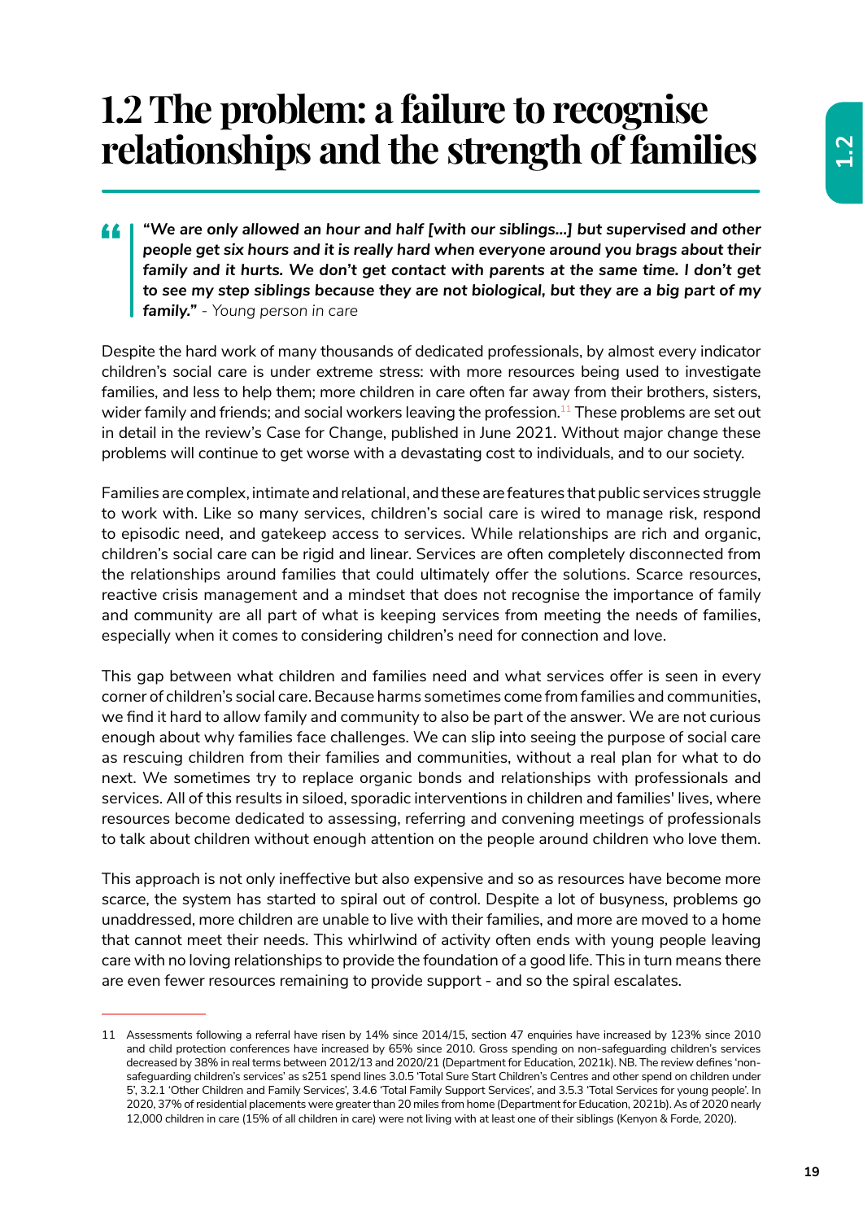# 1.2 The problem: a failure to recognise relationships and the strength of families

> ***"We are only allowed an hour and half [with our siblings...] but supervised and other people get six hours and it is really hard when everyone around you brags about their family and it hurts. We don't get contact with parents at the same time. I don't get to see my step siblings because they are not biological, but they are a big part of my family."*** *- Young person in care*

Despite the hard work of many thousands of dedicated professionals, by almost every indicator children's social care is under extreme stress: with more resources being used to investigate families, and less to help them; more children in care often far away from their brothers, sisters, wider family and friends; and social workers leaving the profession.[11] These problems are set out in detail in the review's Case for Change, published in June 2021. Without major change these problems will continue to get worse with a devastating cost to individuals, and to our society.

Families are complex, intimate and relational, and these are features that public services struggle to work with. Like so many services, children's social care is wired to manage risk, respond to episodic need, and gatekeep access to services. While relationships are rich and organic, children's social care can be rigid and linear. Services are often completely disconnected from the relationships around families that could ultimately offer the solutions. Scarce resources, reactive crisis management and a mindset that does not recognise the importance of family and community are all part of what is keeping services from meeting the needs of families, especially when it comes to considering children's need for connection and love.

This gap between what children and families need and what services offer is seen in every corner of children's social care. Because harms sometimes come from families and communities, we find it hard to allow family and community to also be part of the answer. We are not curious enough about why families face challenges. We can slip into seeing the purpose of social care as rescuing children from their families and communities, without a real plan for what to do next. We sometimes try to replace organic bonds and relationships with professionals and services. All of this results in siloed, sporadic interventions in children and families' lives, where resources become dedicated to assessing, referring and convening meetings of professionals to talk about children without enough attention on the people around children who love them.

This approach is not only ineffective but also expensive and so as resources have become more scarce, the system has started to spiral out of control. Despite a lot of busyness, problems go unaddressed, more children are unable to live with their families, and more are moved to a home that cannot meet their needs. This whirlwind of activity often ends with young people leaving care with no loving relationships to provide the foundation of a good life. This in turn means there are even fewer resources remaining to provide support - and so the spiral escalates.

---

11 Assessments following a referral have risen by 14% since 2014/15, section 47 enquiries have increased by 123% since 2010 and child protection conferences have increased by 65% since 2010. Gross spending on non-safeguarding children's services decreased by 38% in real terms between 2012/13 and 2020/21 (Department for Education, 2021k). NB. The review defines 'non-safeguarding children's services' as s251 spend lines 3.0.5 'Total Sure Start Children's Centres and other spend on children under 5', 3.2.1 'Other Children and Family Services', 3.4.6 'Total Family Support Services', and 3.5.3 'Total Services for young people'. In 2020, 37% of residential placements were greater than 20 miles from home (Department for Education, 2021b). As of 2020 nearly 12,000 children in care (15% of all children in care) were not living with at least one of their siblings (Kenyon & Forde, 2020).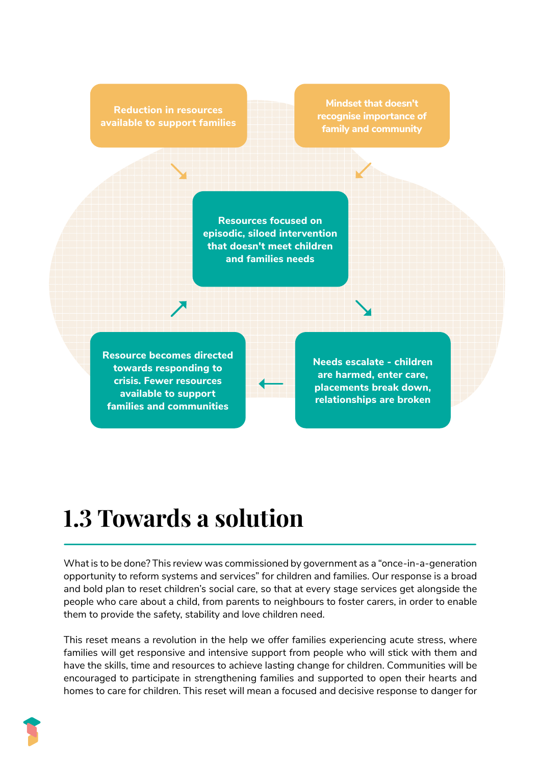Reduction in resources available to support families

Mindset that doesn't recognise importance of family and community

Resources focused on episodic, siloed intervention that doesn't meet children and families needs

Needs escalate - children are harmed, enter care, placements break down, relationships are broken

Resource becomes directed towards responding to crisis. Fewer resources available to support families and communities

## 1.3 Towards a solution

What is to be done? This review was commissioned by government as a "once-in-a-generation opportunity to reform systems and services" for children and families. Our response is a broad and bold plan to reset children's social care, so that at every stage services get alongside the people who care about a child, from parents to neighbours to foster carers, in order to enable them to provide the safety, stability and love children need.

This reset means a revolution in the help we offer families experiencing acute stress, where families will get responsive and intensive support from people who will stick with them and have the skills, time and resources to achieve lasting change for children. Communities will be encouraged to participate in strengthening families and supported to open their hearts and homes to care for children. This reset will mean a focused and decisive response to danger for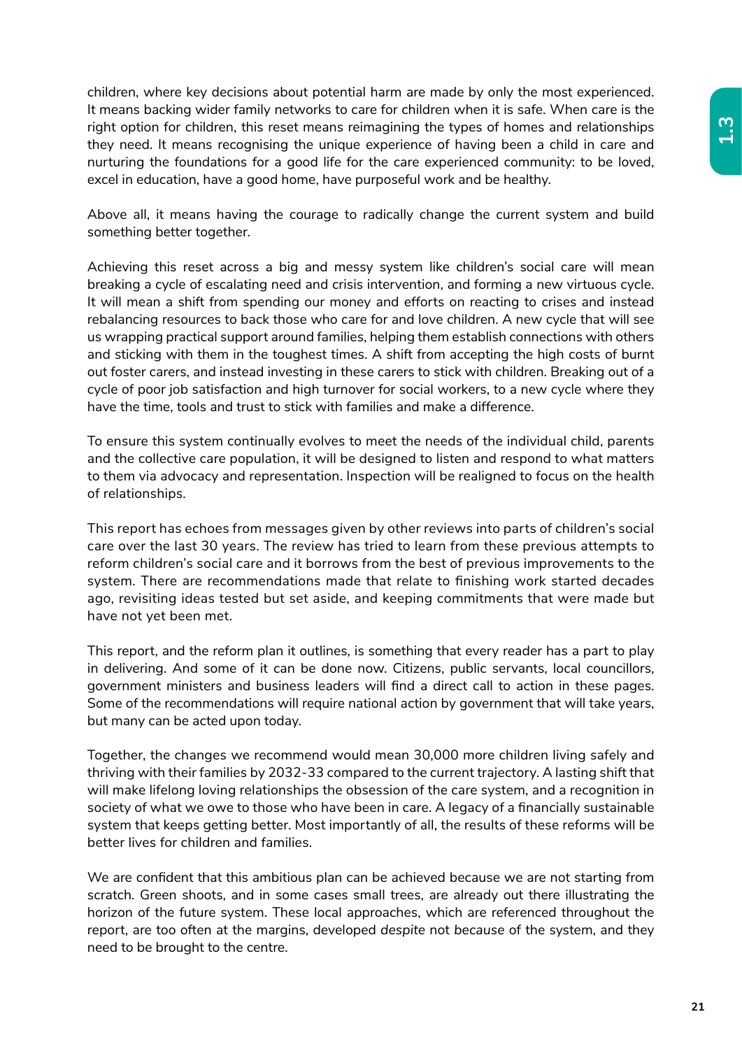children, where key decisions about potential harm are made by only the most experienced. It means backing wider family networks to care for children when it is safe. When care is the right option for children, this reset means reimagining the types of homes and relationships they need. It means recognising the unique experience of having been a child in care and nurturing the foundations for a good life for the care experienced community: to be loved, excel in education, have a good home, have purposeful work and be healthy.

Above all, it means having the courage to radically change the current system and build something better together.

Achieving this reset across a big and messy system like children's social care will mean breaking a cycle of escalating need and crisis intervention, and forming a new virtuous cycle. It will mean a shift from spending our money and efforts on reacting to crises and instead rebalancing resources to back those who care for and love children. A new cycle that will see us wrapping practical support around families, helping them establish connections with others and sticking with them in the toughest times. A shift from accepting the high costs of burnt out foster carers, and instead investing in these carers to stick with children. Breaking out of a cycle of poor job satisfaction and high turnover for social workers, to a new cycle where they have the time, tools and trust to stick with families and make a difference.

To ensure this system continually evolves to meet the needs of the individual child, parents and the collective care population, it will be designed to listen and respond to what matters to them via advocacy and representation. Inspection will be realigned to focus on the health of relationships.

This report has echoes from messages given by other reviews into parts of children's social care over the last 30 years. The review has tried to learn from these previous attempts to reform children's social care and it borrows from the best of previous improvements to the system. There are recommendations made that relate to finishing work started decades ago, revisiting ideas tested but set aside, and keeping commitments that were made but have not yet been met.

This report, and the reform plan it outlines, is something that every reader has a part to play in delivering. And some of it can be done now. Citizens, public servants, local councillors, government ministers and business leaders will find a direct call to action in these pages. Some of the recommendations will require national action by government that will take years, but many can be acted upon today.

Together, the changes we recommend would mean 30,000 more children living safely and thriving with their families by 2032-33 compared to the current trajectory. A lasting shift that will make lifelong loving relationships the obsession of the care system, and a recognition in society of what we owe to those who have been in care. A legacy of a financially sustainable system that keeps getting better. Most importantly of all, the results of these reforms will be better lives for children and families.

We are confident that this ambitious plan can be achieved because we are not starting from scratch. Green shoots, and in some cases small trees, are already out there illustrating the horizon of the future system. These local approaches, which are referenced throughout the report, are too often at the margins, developed *despite* not *because* of the system, and they need to be brought to the centre.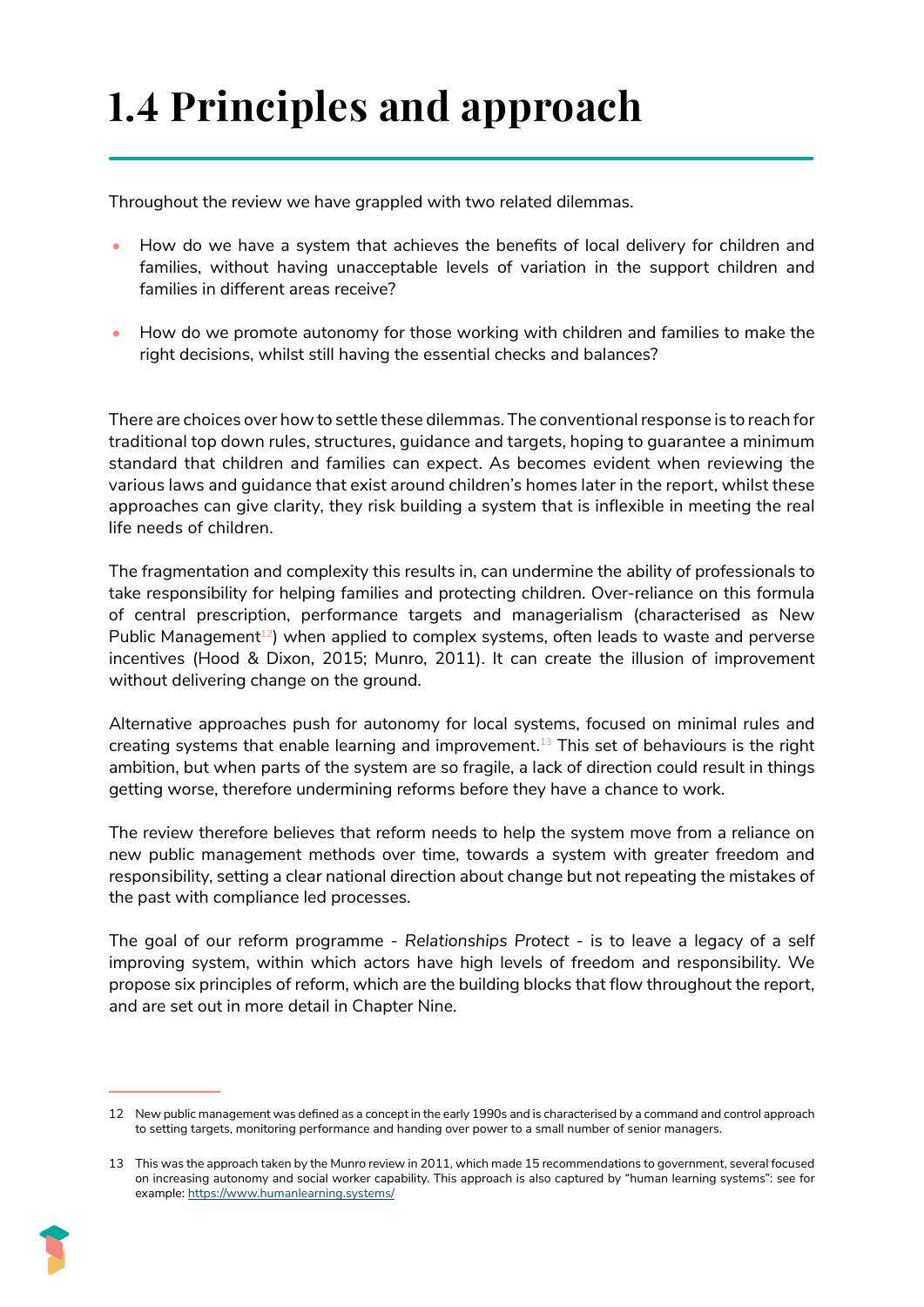# 1.4 Principles and approach

Throughout the review we have grappled with two related dilemmas.

- How do we have a system that achieves the benefits of local delivery for children and families, without having unacceptable levels of variation in the support children and families in different areas receive?
- How do we promote autonomy for those working with children and families to make the right decisions, whilst still having the essential checks and balances?

There are choices over how to settle these dilemmas. The conventional response is to reach for traditional top down rules, structures, guidance and targets, hoping to guarantee a minimum standard that children and families can expect. As becomes evident when reviewing the various laws and guidance that exist around children's homes later in the report, whilst these approaches can give clarity, they risk building a system that is inflexible in meeting the real life needs of children.

The fragmentation and complexity this results in, can undermine the ability of professionals to take responsibility for helping families and protecting children. Over-reliance on this formula of central prescription, performance targets and managerialism (characterised as New Public Management[12]) when applied to complex systems, often leads to waste and perverse incentives (Hood & Dixon, 2015; Munro, 2011). It can create the illusion of improvement without delivering change on the ground.

Alternative approaches push for autonomy for local systems, focused on minimal rules and creating systems that enable learning and improvement.[13] This set of behaviours is the right ambition, but when parts of the system are so fragile, a lack of direction could result in things getting worse, therefore undermining reforms before they have a chance to work.

The review therefore believes that reform needs to help the system move from a reliance on new public management methods over time, towards a system with greater freedom and responsibility, setting a clear national direction about change but not repeating the mistakes of the past with compliance led processes.

The goal of our reform programme - *Relationships Protect* - is to leave a legacy of a self improving system, within which actors have high levels of freedom and responsibility. We propose six principles of reform, which are the building blocks that flow throughout the report, and are set out in more detail in Chapter Nine.

---

12 New public management was defined as a concept in the early 1990s and is characterised by a command and control approach to setting targets, monitoring performance and handing over power to a small number of senior managers.

13 This was the approach taken by the Munro review in 2011, which made 15 recommendations to government, several focused on increasing autonomy and social worker capability. This approach is also captured by "human learning systems": see for example: https://www.humanlearning.systems/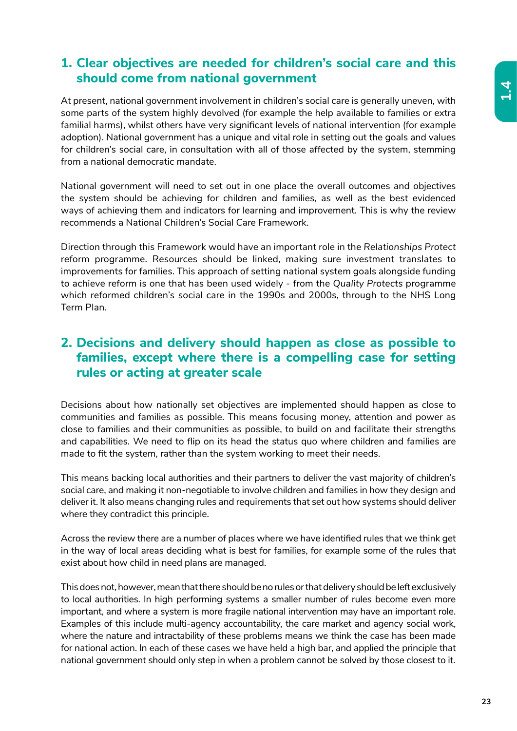## 1. Clear objectives are needed for children's social care and this should come from national government

At present, national government involvement in children's social care is generally uneven, with some parts of the system highly devolved (for example the help available to families or extra familial harms), whilst others have very significant levels of national intervention (for example adoption). National government has a unique and vital role in setting out the goals and values for children's social care, in consultation with all of those affected by the system, stemming from a national democratic mandate.

National government will need to set out in one place the overall outcomes and objectives the system should be achieving for children and families, as well as the best evidenced ways of achieving them and indicators for learning and improvement. This is why the review recommends a National Children's Social Care Framework.

Direction through this Framework would have an important role in the *Relationships Protect* reform programme. Resources should be linked, making sure investment translates to improvements for families. This approach of setting national system goals alongside funding to achieve reform is one that has been used widely - from the *Quality Protects* programme which reformed children's social care in the 1990s and 2000s, through to the NHS Long Term Plan.

## 2. Decisions and delivery should happen as close as possible to families, except where there is a compelling case for setting rules or acting at greater scale

Decisions about how nationally set objectives are implemented should happen as close to communities and families as possible. This means focusing money, attention and power as close to families and their communities as possible, to build on and facilitate their strengths and capabilities. We need to flip on its head the status quo where children and families are made to fit the system, rather than the system working to meet their needs.

This means backing local authorities and their partners to deliver the vast majority of children's social care, and making it non-negotiable to involve children and families in how they design and deliver it. It also means changing rules and requirements that set out how systems should deliver where they contradict this principle.

Across the review there are a number of places where we have identified rules that we think get in the way of local areas deciding what is best for families, for example some of the rules that exist about how child in need plans are managed.

This does not, however, mean that there should be no rules or that delivery should be left exclusively to local authorities. In high performing systems a smaller number of rules become even more important, and where a system is more fragile national intervention may have an important role. Examples of this include multi-agency accountability, the care market and agency social work, where the nature and intractability of these problems means we think the case has been made for national action. In each of these cases we have held a high bar, and applied the principle that national government should only step in when a problem cannot be solved by those closest to it.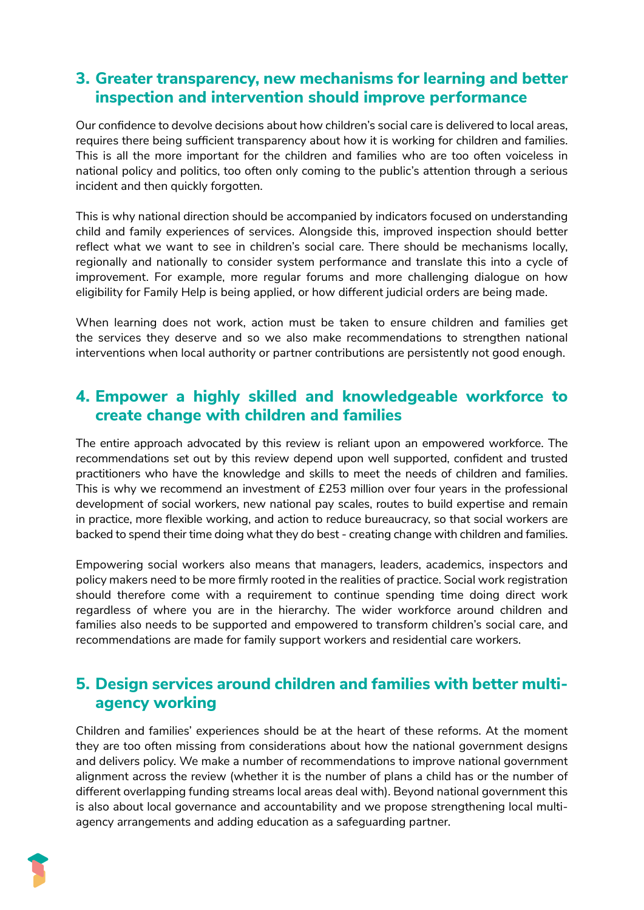## 3. Greater transparency, new mechanisms for learning and better inspection and intervention should improve performance

Our confidence to devolve decisions about how children's social care is delivered to local areas, requires there being sufficient transparency about how it is working for children and families. This is all the more important for the children and families who are too often voiceless in national policy and politics, too often only coming to the public's attention through a serious incident and then quickly forgotten.

This is why national direction should be accompanied by indicators focused on understanding child and family experiences of services. Alongside this, improved inspection should better reflect what we want to see in children's social care. There should be mechanisms locally, regionally and nationally to consider system performance and translate this into a cycle of improvement. For example, more regular forums and more challenging dialogue on how eligibility for Family Help is being applied, or how different judicial orders are being made.

When learning does not work, action must be taken to ensure children and families get the services they deserve and so we also make recommendations to strengthen national interventions when local authority or partner contributions are persistently not good enough.

## 4. Empower a highly skilled and knowledgeable workforce to create change with children and families

The entire approach advocated by this review is reliant upon an empowered workforce. The recommendations set out by this review depend upon well supported, confident and trusted practitioners who have the knowledge and skills to meet the needs of children and families. This is why we recommend an investment of £253 million over four years in the professional development of social workers, new national pay scales, routes to build expertise and remain in practice, more flexible working, and action to reduce bureaucracy, so that social workers are backed to spend their time doing what they do best - creating change with children and families.

Empowering social workers also means that managers, leaders, academics, inspectors and policy makers need to be more firmly rooted in the realities of practice. Social work registration should therefore come with a requirement to continue spending time doing direct work regardless of where you are in the hierarchy. The wider workforce around children and families also needs to be supported and empowered to transform children's social care, and recommendations are made for family support workers and residential care workers.

## 5. Design services around children and families with better multi-agency working

Children and families' experiences should be at the heart of these reforms. At the moment they are too often missing from considerations about how the national government designs and delivers policy. We make a number of recommendations to improve national government alignment across the review (whether it is the number of plans a child has or the number of different overlapping funding streams local areas deal with). Beyond national government this is also about local governance and accountability and we propose strengthening local multi-agency arrangements and adding education as a safeguarding partner.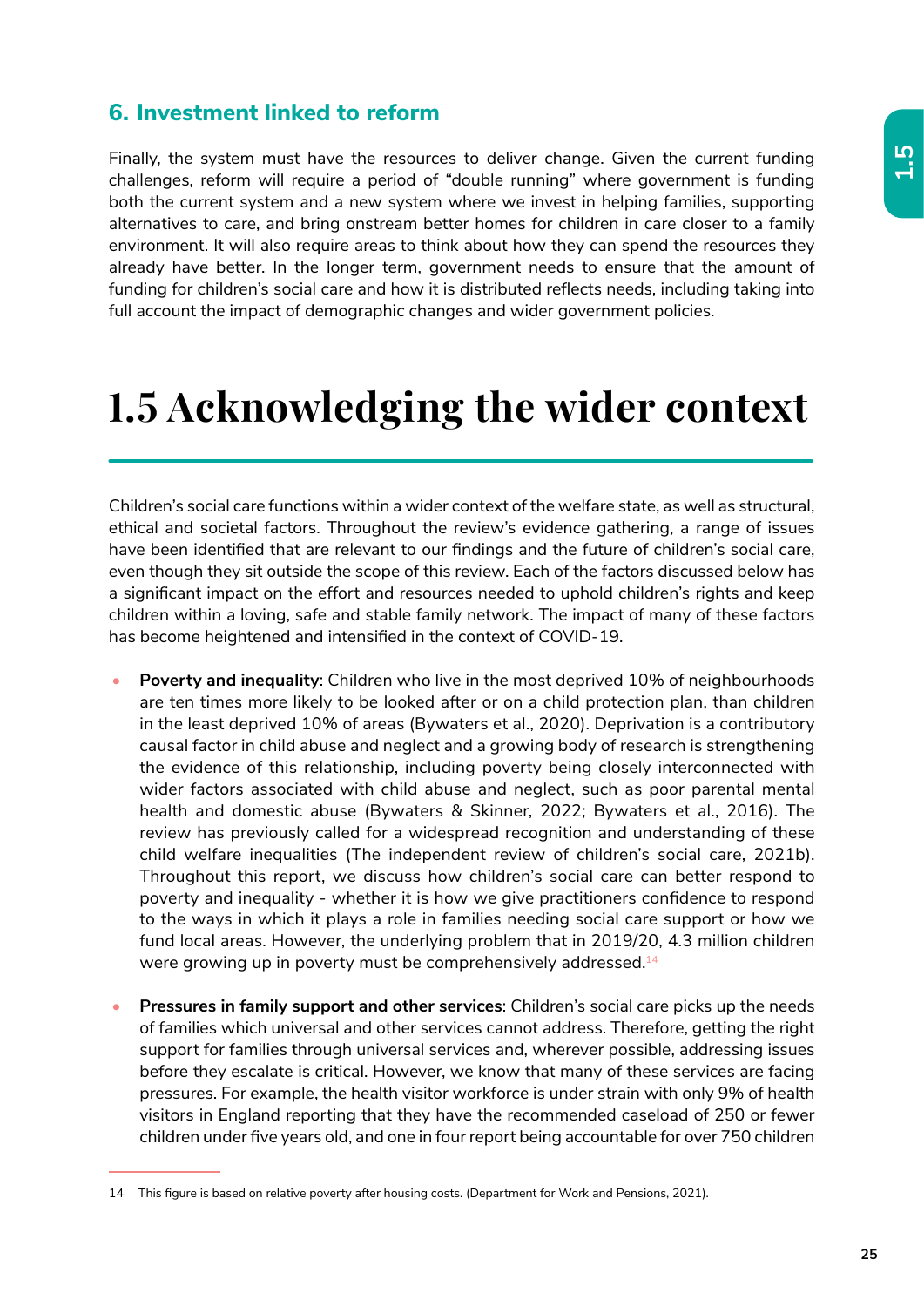### 6. Investment linked to reform

Finally, the system must have the resources to deliver change. Given the current funding challenges, reform will require a period of "double running" where government is funding both the current system and a new system where we invest in helping families, supporting alternatives to care, and bring onstream better homes for children in care closer to a family environment. It will also require areas to think about how they can spend the resources they already have better. In the longer term, government needs to ensure that the amount of funding for children's social care and how it is distributed reflects needs, including taking into full account the impact of demographic changes and wider government policies.

# 1.5 Acknowledging the wider context

Children's social care functions within a wider context of the welfare state, as well as structural, ethical and societal factors. Throughout the review's evidence gathering, a range of issues have been identified that are relevant to our findings and the future of children's social care, even though they sit outside the scope of this review. Each of the factors discussed below has a significant impact on the effort and resources needed to uphold children's rights and keep children within a loving, safe and stable family network. The impact of many of these factors has become heightened and intensified in the context of COVID-19.

- **Poverty and inequality**: Children who live in the most deprived 10% of neighbourhoods are ten times more likely to be looked after or on a child protection plan, than children in the least deprived 10% of areas (Bywaters et al., 2020). Deprivation is a contributory causal factor in child abuse and neglect and a growing body of research is strengthening the evidence of this relationship, including poverty being closely interconnected with wider factors associated with child abuse and neglect, such as poor parental mental health and domestic abuse (Bywaters & Skinner, 2022; Bywaters et al., 2016). The review has previously called for a widespread recognition and understanding of these child welfare inequalities (The independent review of children's social care, 2021b). Throughout this report, we discuss how children's social care can better respond to poverty and inequality - whether it is how we give practitioners confidence to respond to the ways in which it plays a role in families needing social care support or how we fund local areas. However, the underlying problem that in 2019/20, 4.3 million children were growing up in poverty must be comprehensively addressed.[14]

- **Pressures in family support and other services**: Children's social care picks up the needs of families which universal and other services cannot address. Therefore, getting the right support for families through universal services and, wherever possible, addressing issues before they escalate is critical. However, we know that many of these services are facing pressures. For example, the health visitor workforce is under strain with only 9% of health visitors in England reporting that they have the recommended caseload of 250 or fewer children under five years old, and one in four report being accountable for over 750 children

14 This figure is based on relative poverty after housing costs. (Department for Work and Pensions, 2021).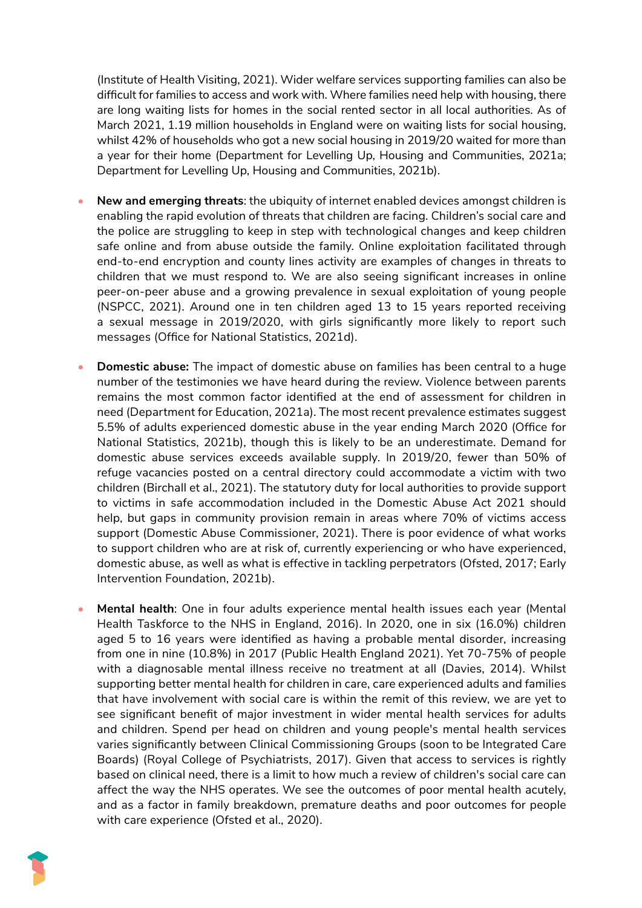(Institute of Health Visiting, 2021). Wider welfare services supporting families can also be difficult for families to access and work with. Where families need help with housing, there are long waiting lists for homes in the social rented sector in all local authorities. As of March 2021, 1.19 million households in England were on waiting lists for social housing, whilst 42% of households who got a new social housing in 2019/20 waited for more than a year for their home (Department for Levelling Up, Housing and Communities, 2021a; Department for Levelling Up, Housing and Communities, 2021b).

- **New and emerging threats**: the ubiquity of internet enabled devices amongst children is enabling the rapid evolution of threats that children are facing. Children's social care and the police are struggling to keep in step with technological changes and keep children safe online and from abuse outside the family. Online exploitation facilitated through end-to-end encryption and county lines activity are examples of changes in threats to children that we must respond to. We are also seeing significant increases in online peer-on-peer abuse and a growing prevalence in sexual exploitation of young people (NSPCC, 2021). Around one in ten children aged 13 to 15 years reported receiving a sexual message in 2019/2020, with girls significantly more likely to report such messages (Office for National Statistics, 2021d).

- **Domestic abuse:** The impact of domestic abuse on families has been central to a huge number of the testimonies we have heard during the review. Violence between parents remains the most common factor identified at the end of assessment for children in need (Department for Education, 2021a). The most recent prevalence estimates suggest 5.5% of adults experienced domestic abuse in the year ending March 2020 (Office for National Statistics, 2021b), though this is likely to be an underestimate. Demand for domestic abuse services exceeds available supply. In 2019/20, fewer than 50% of refuge vacancies posted on a central directory could accommodate a victim with two children (Birchall et al., 2021). The statutory duty for local authorities to provide support to victims in safe accommodation included in the Domestic Abuse Act 2021 should help, but gaps in community provision remain in areas where 70% of victims access support (Domestic Abuse Commissioner, 2021). There is poor evidence of what works to support children who are at risk of, currently experiencing or who have experienced, domestic abuse, as well as what is effective in tackling perpetrators (Ofsted, 2017; Early Intervention Foundation, 2021b).

- **Mental health**: One in four adults experience mental health issues each year (Mental Health Taskforce to the NHS in England, 2016). In 2020, one in six (16.0%) children aged 5 to 16 years were identified as having a probable mental disorder, increasing from one in nine (10.8%) in 2017 (Public Health England 2021). Yet 70-75% of people with a diagnosable mental illness receive no treatment at all (Davies, 2014). Whilst supporting better mental health for children in care, care experienced adults and families that have involvement with social care is within the remit of this review, we are yet to see significant benefit of major investment in wider mental health services for adults and children. Spend per head on children and young people's mental health services varies significantly between Clinical Commissioning Groups (soon to be Integrated Care Boards) (Royal College of Psychiatrists, 2017). Given that access to services is rightly based on clinical need, there is a limit to how much a review of children's social care can affect the way the NHS operates. We see the outcomes of poor mental health acutely, and as a factor in family breakdown, premature deaths and poor outcomes for people with care experience (Ofsted et al., 2020).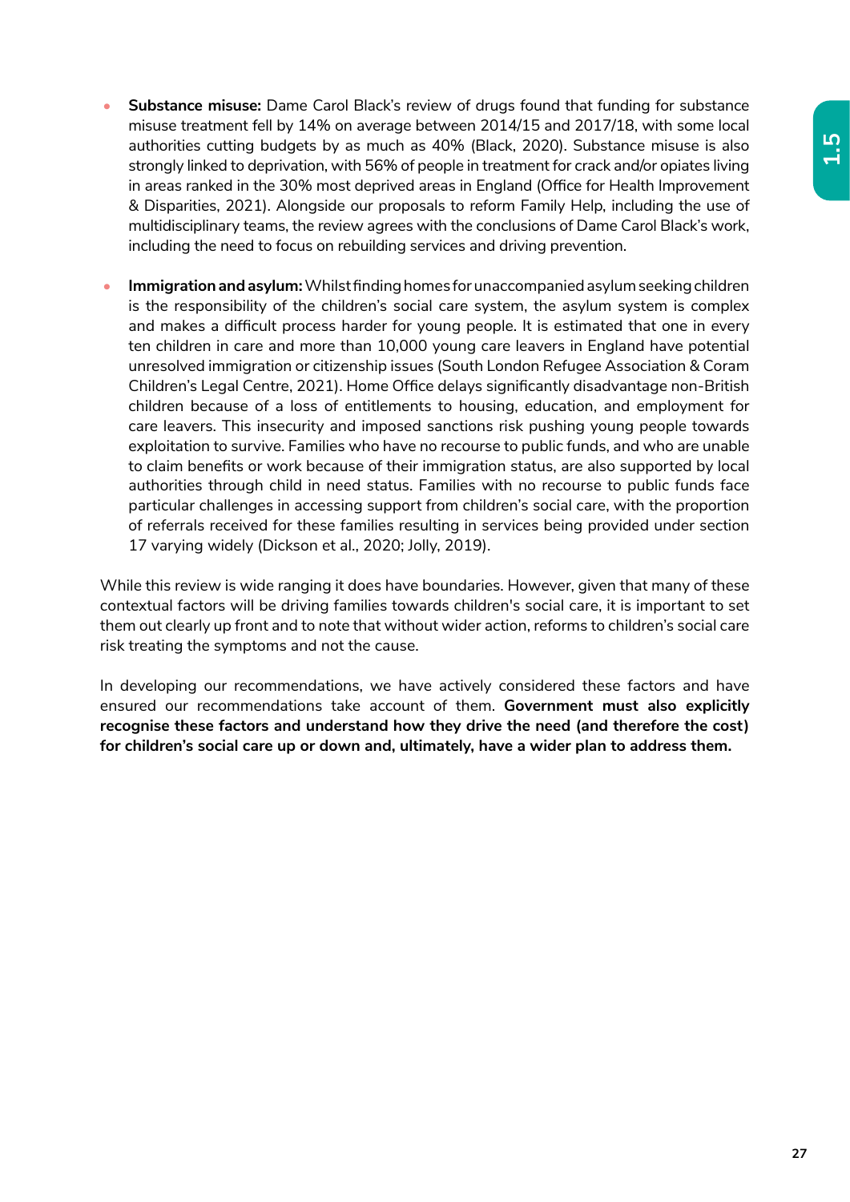- **Substance misuse:** Dame Carol Black's review of drugs found that funding for substance misuse treatment fell by 14% on average between 2014/15 and 2017/18, with some local authorities cutting budgets by as much as 40% (Black, 2020). Substance misuse is also strongly linked to deprivation, with 56% of people in treatment for crack and/or opiates living in areas ranked in the 30% most deprived areas in England (Office for Health Improvement & Disparities, 2021). Alongside our proposals to reform Family Help, including the use of multidisciplinary teams, the review agrees with the conclusions of Dame Carol Black's work, including the need to focus on rebuilding services and driving prevention.

- **Immigration and asylum:** Whilst finding homes for unaccompanied asylum seeking children is the responsibility of the children's social care system, the asylum system is complex and makes a difficult process harder for young people. It is estimated that one in every ten children in care and more than 10,000 young care leavers in England have potential unresolved immigration or citizenship issues (South London Refugee Association & Coram Children's Legal Centre, 2021). Home Office delays significantly disadvantage non-British children because of a loss of entitlements to housing, education, and employment for care leavers. This insecurity and imposed sanctions risk pushing young people towards exploitation to survive. Families who have no recourse to public funds, and who are unable to claim benefits or work because of their immigration status, are also supported by local authorities through child in need status. Families with no recourse to public funds face particular challenges in accessing support from children's social care, with the proportion of referrals received for these families resulting in services being provided under section 17 varying widely (Dickson et al., 2020; Jolly, 2019).

While this review is wide ranging it does have boundaries. However, given that many of these contextual factors will be driving families towards children's social care, it is important to set them out clearly up front and to note that without wider action, reforms to children's social care risk treating the symptoms and not the cause.

In developing our recommendations, we have actively considered these factors and have ensured our recommendations take account of them. **Government must also explicitly recognise these factors and understand how they drive the need (and therefore the cost) for children's social care up or down and, ultimately, have a wider plan to address them.**